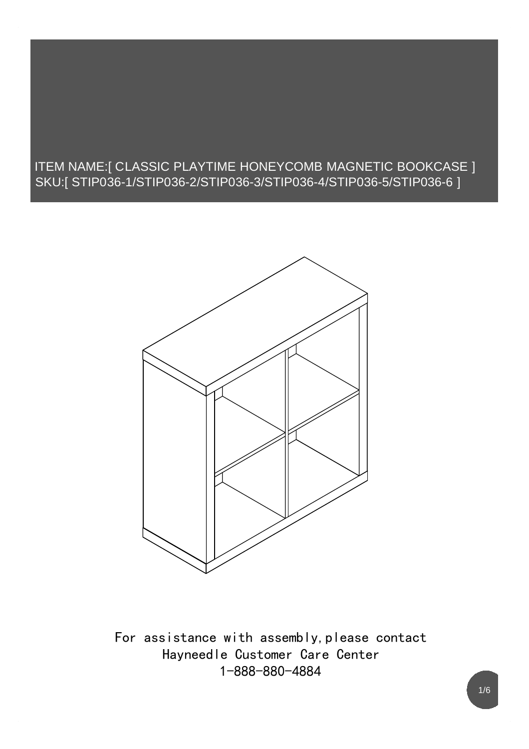ITEM NAME:[ CLASSIC PLAYTIME HONEYCOMB MAGNETIC BOOKCASE ]
SKU:[ STIP036-1/STIP036-2/STIP036-3/STIP036-4/STIP036-5/STIP036-6 ]

For assistance with assembly,please contact
Hayneedle Customer Care Center
1-888-880-4884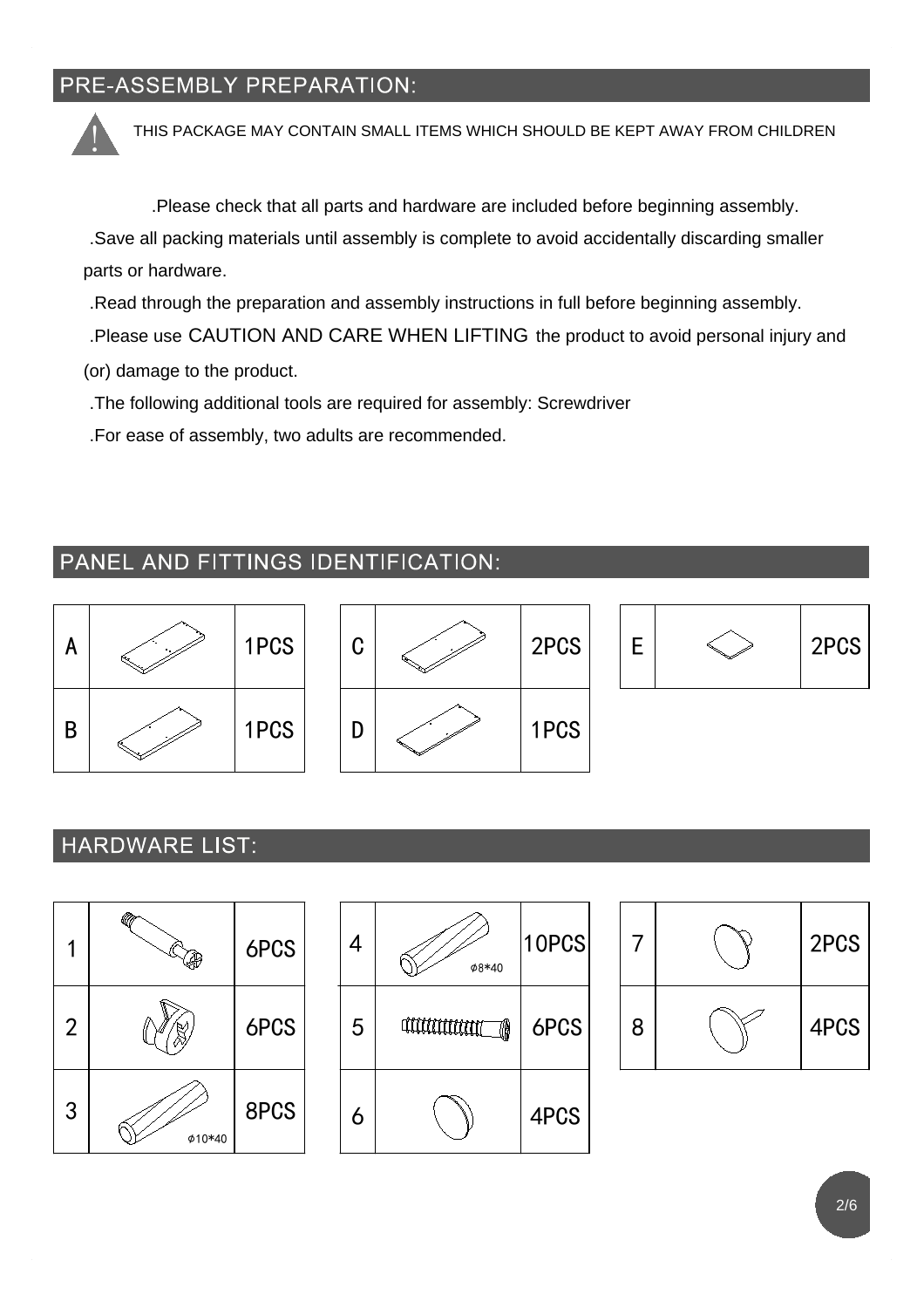## PRE-ASSEMBLY PREPARATION:

THIS PACKAGE MAY CONTAIN SMALL ITEMS WHICH SHOULD BE KEPT AWAY FROM CHILDREN

.Please check that all parts and hardware are included before beginning assembly.

.Save all packing materials until assembly is complete to avoid accidentally discarding smaller parts or hardware.

.Read through the preparation and assembly instructions in full before beginning assembly.

.Please use CAUTION AND CARE WHEN LIFTING the product to avoid personal injury and (or) damage to the product.

.The following additional tools are required for assembly: Screwdriver

.For ease of assembly, two adults are recommended.

## PANEL AND FITTINGS IDENTIFICATION:

| Part | Qty |
|---|---|
| A | 1PCS |
| B | 1PCS |
| C | 2PCS |
| D | 1PCS |
| E | 2PCS |

## HARDWARE LIST:

| No. | Size | Qty |
|---|---|---|
| 1 | | 6PCS |
| 2 | | 6PCS |
| 3 | φ10*40 | 8PCS |
| 4 | φ8*40 | 10PCS |
| 5 | | 6PCS |
| 6 | | 4PCS |
| 7 | | 2PCS |
| 8 | | 4PCS |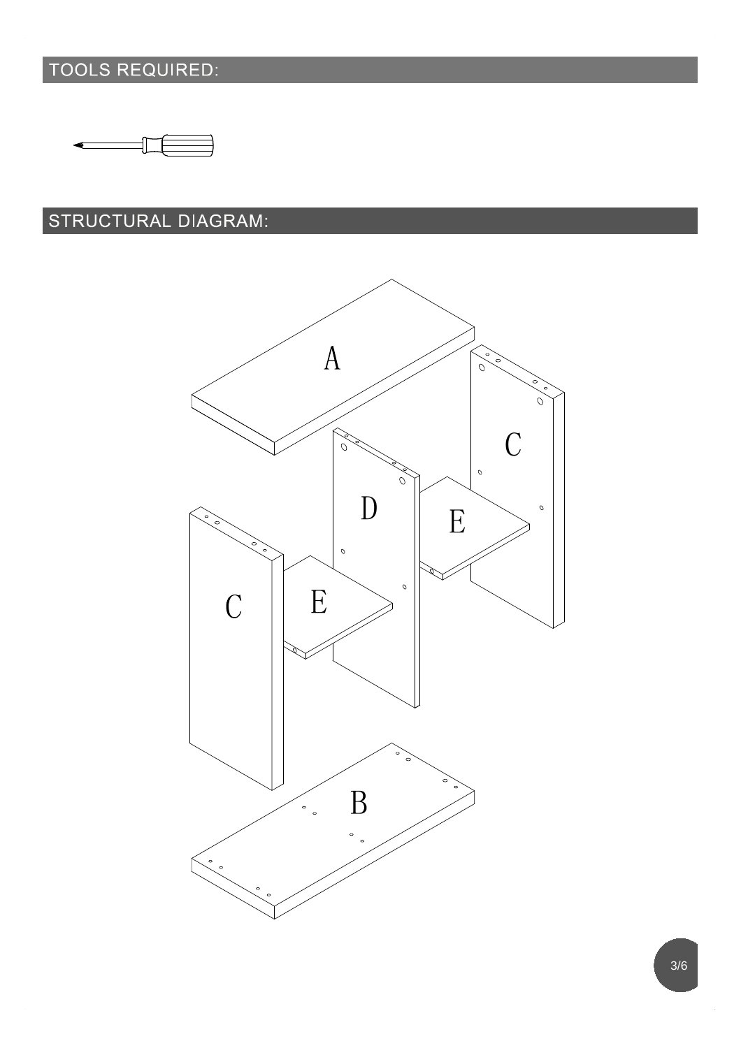## TOOLS REQUIRED:

## STRUCTURAL DIAGRAM:

A

C

D

E

C

E

B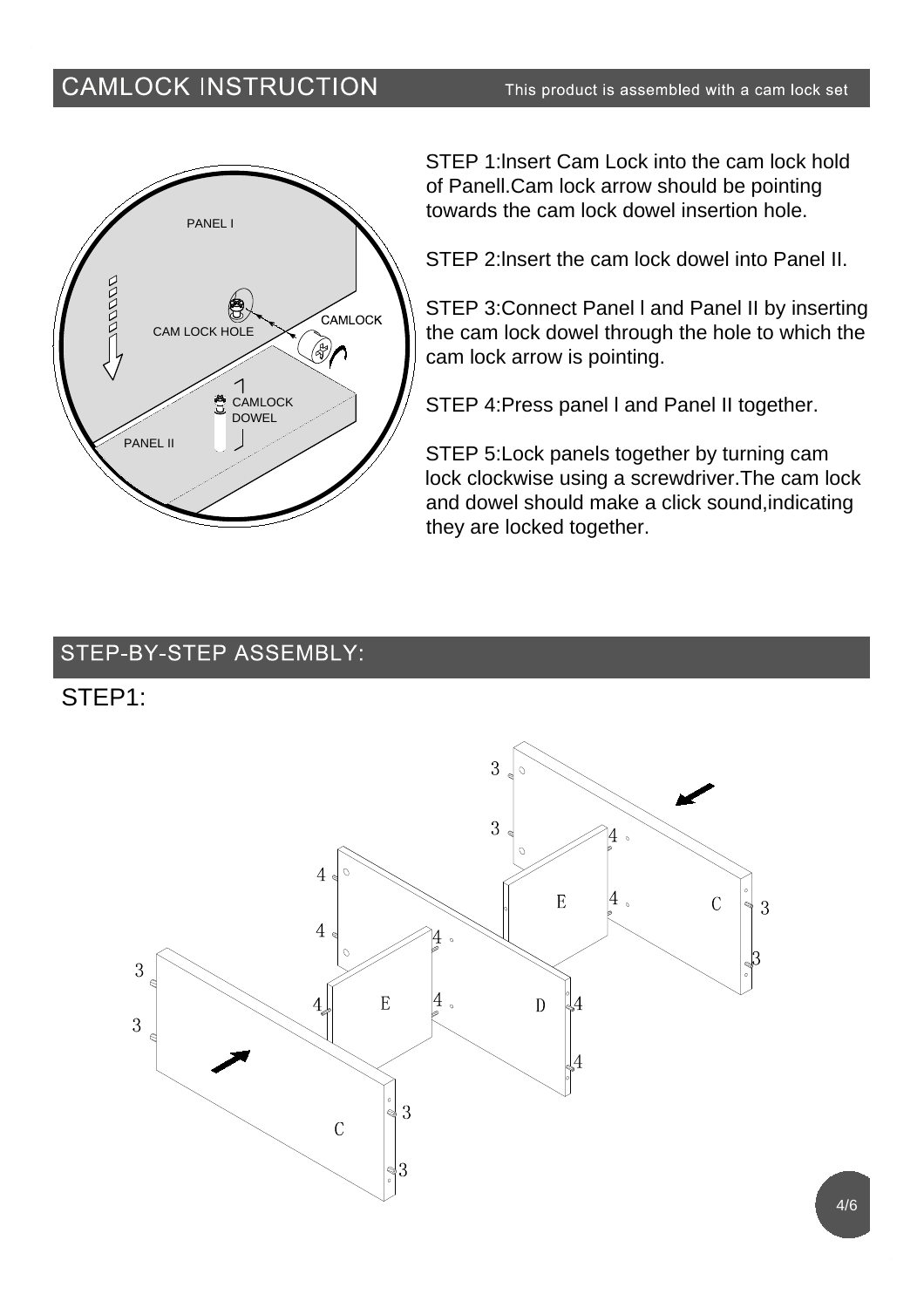## CAMLOCK INSTRUCTION

This product is assembled with a cam lock set

PANEL I

CAM LOCK HOLE

CAMLOCK

CAMLOCK DOWEL

PANEL II

STEP 1:lnsert Cam Lock into the cam lock hold of Panell.Cam lock arrow should be pointing towards the cam lock dowel insertion hole.

STEP 2:lnsert the cam lock dowel into Panel II.

STEP 3:Connect Panel l and Panel II by inserting the cam lock dowel through the hole to which the cam lock arrow is pointing.

STEP 4:Press panel l and Panel II together.

STEP 5:Lock panels together by turning cam lock clockwise using a screwdriver.The cam lock and dowel should make a click sound,indicating they are locked together.

## STEP-BY-STEP ASSEMBLY:

### STEP1:

3 3 4 4 E C 3 3 4 4 4 E 4 D 4 4 3 3 C 3 3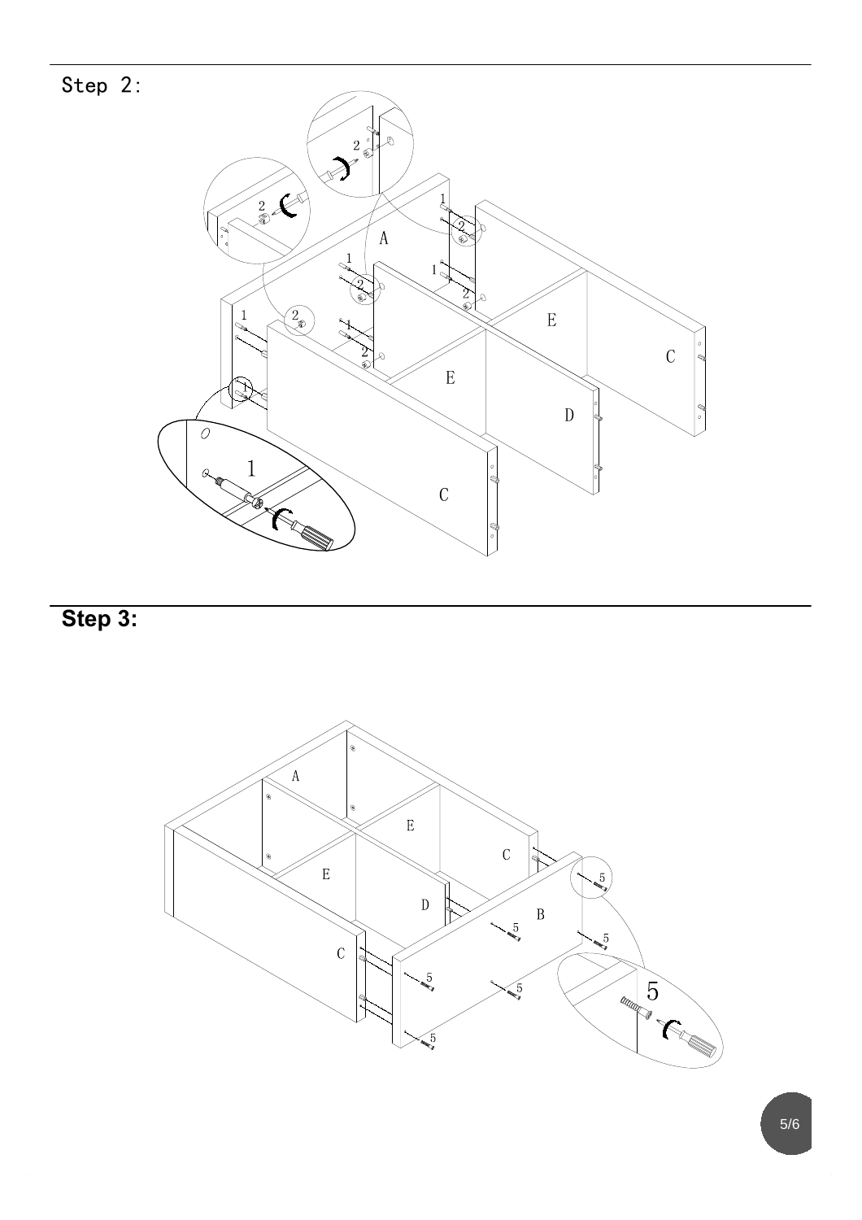## Step 2:

## Step 3: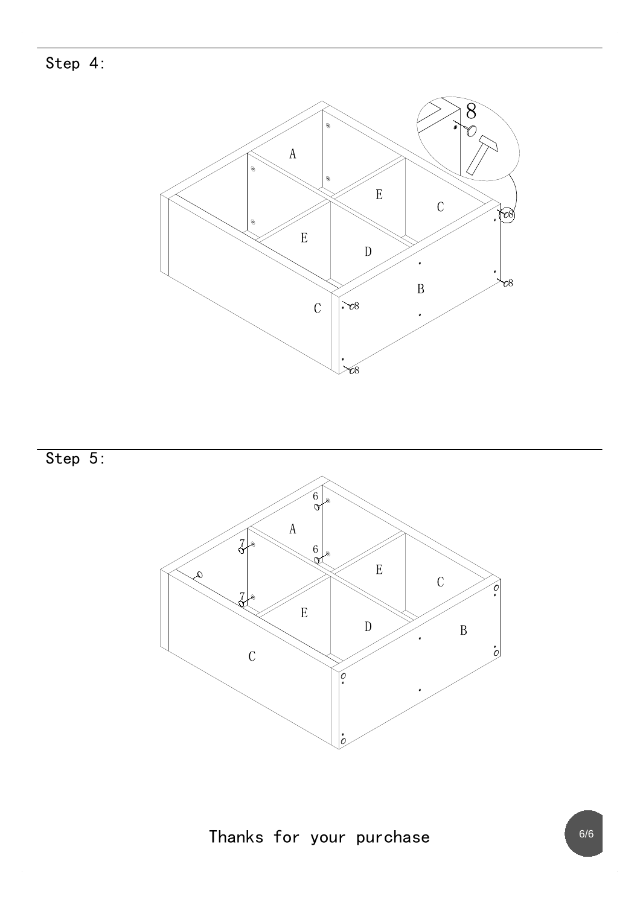Step 4:

A

E

C

E

D

B

C

8

Step 5:

6

A

7

6

E

C

7

E

D

B

C

Thanks for your purchase